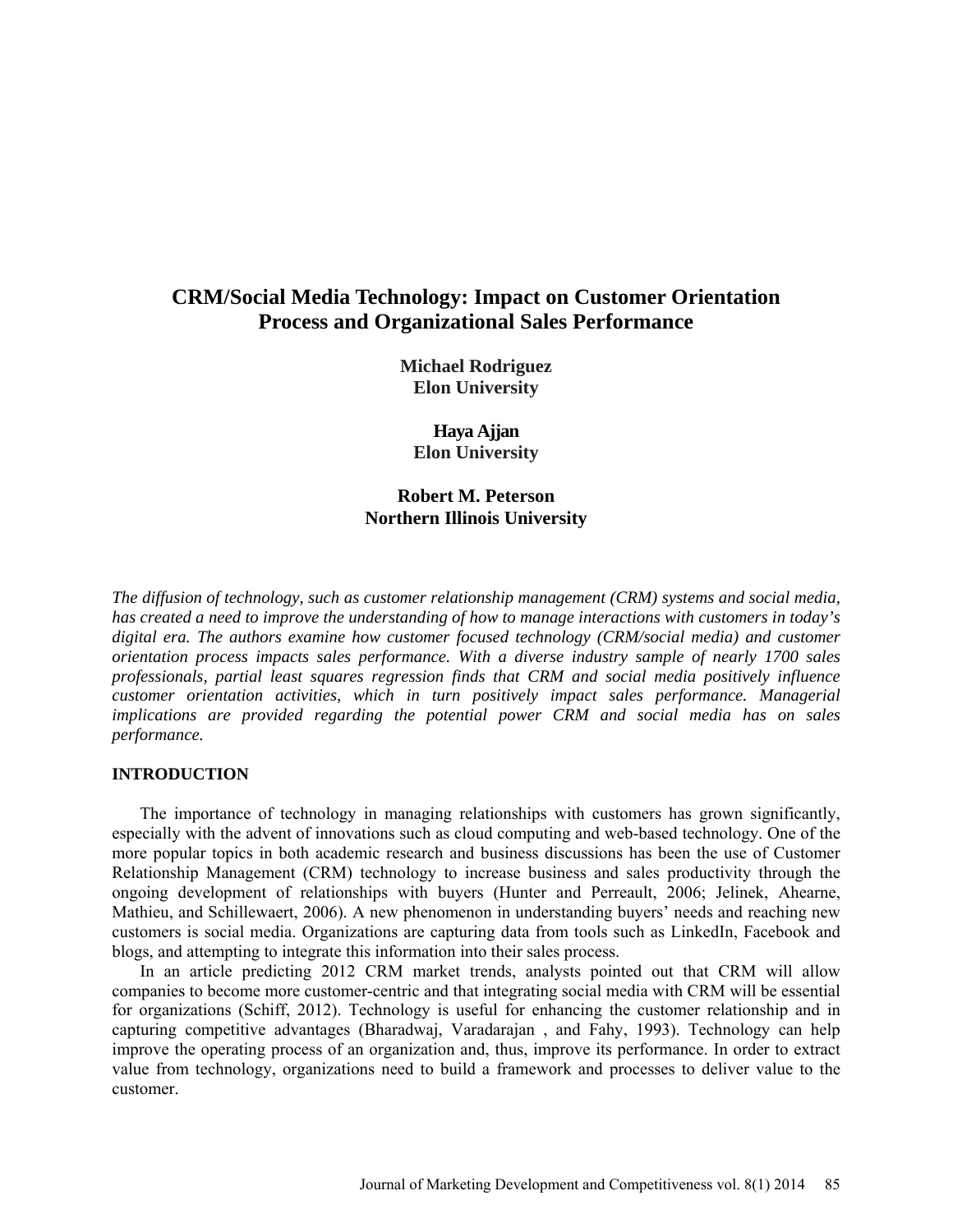# CRM/Social Media Technology: Impact on Customer Orientation Process and Organizational Sales Performance

**Michael Rodriguez**
**Elon University**

**Haya Ajjan**
**Elon University**

**Robert M. Peterson**
**Northern Illinois University**

*The diffusion of technology, such as customer relationship management (CRM) systems and social media, has created a need to improve the understanding of how to manage interactions with customers in today's digital era. The authors examine how customer focused technology (CRM/social media) and customer orientation process impacts sales performance. With a diverse industry sample of nearly 1700 sales professionals, partial least squares regression finds that CRM and social media positively influence customer orientation activities, which in turn positively impact sales performance. Managerial implications are provided regarding the potential power CRM and social media has on sales performance.*

## INTRODUCTION

The importance of technology in managing relationships with customers has grown significantly, especially with the advent of innovations such as cloud computing and web-based technology. One of the more popular topics in both academic research and business discussions has been the use of Customer Relationship Management (CRM) technology to increase business and sales productivity through the ongoing development of relationships with buyers (Hunter and Perreault, 2006; Jelinek, Ahearne, Mathieu, and Schillewaert, 2006). A new phenomenon in understanding buyers' needs and reaching new customers is social media. Organizations are capturing data from tools such as LinkedIn, Facebook and blogs, and attempting to integrate this information into their sales process.

In an article predicting 2012 CRM market trends, analysts pointed out that CRM will allow companies to become more customer-centric and that integrating social media with CRM will be essential for organizations (Schiff, 2012). Technology is useful for enhancing the customer relationship and in capturing competitive advantages (Bharadwaj, Varadarajan , and Fahy, 1993). Technology can help improve the operating process of an organization and, thus, improve its performance. In order to extract value from technology, organizations need to build a framework and processes to deliver value to the customer.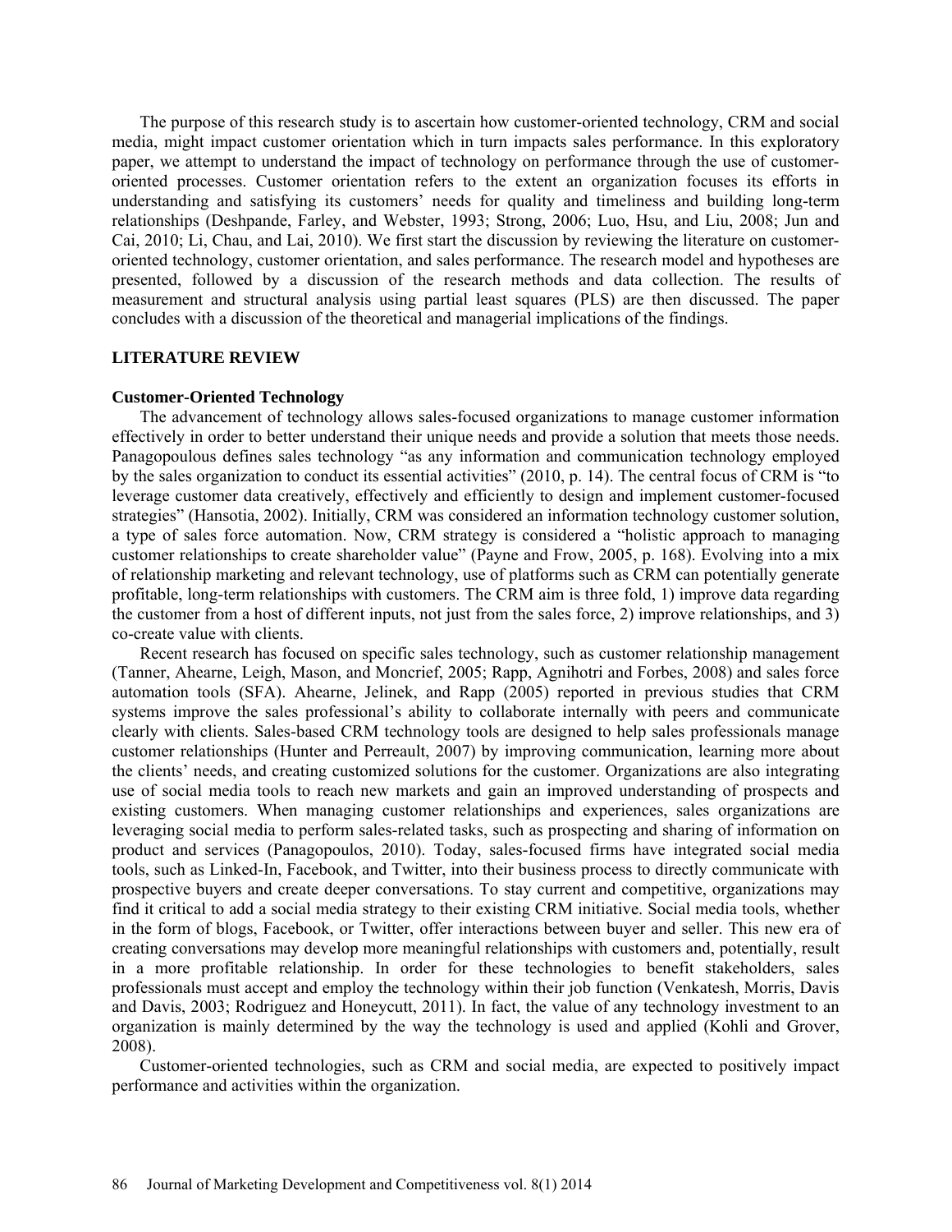The purpose of this research study is to ascertain how customer-oriented technology, CRM and social media, might impact customer orientation which in turn impacts sales performance. In this exploratory paper, we attempt to understand the impact of technology on performance through the use of customer-oriented processes. Customer orientation refers to the extent an organization focuses its efforts in understanding and satisfying its customers' needs for quality and timeliness and building long-term relationships (Deshpande, Farley, and Webster, 1993; Strong, 2006; Luo, Hsu, and Liu, 2008; Jun and Cai, 2010; Li, Chau, and Lai, 2010). We first start the discussion by reviewing the literature on customer-oriented technology, customer orientation, and sales performance. The research model and hypotheses are presented, followed by a discussion of the research methods and data collection. The results of measurement and structural analysis using partial least squares (PLS) are then discussed. The paper concludes with a discussion of the theoretical and managerial implications of the findings.

## LITERATURE REVIEW

### Customer-Oriented Technology

The advancement of technology allows sales-focused organizations to manage customer information effectively in order to better understand their unique needs and provide a solution that meets those needs. Panagopoulous defines sales technology "as any information and communication technology employed by the sales organization to conduct its essential activities" (2010, p. 14). The central focus of CRM is "to leverage customer data creatively, effectively and efficiently to design and implement customer-focused strategies" (Hansotia, 2002). Initially, CRM was considered an information technology customer solution, a type of sales force automation. Now, CRM strategy is considered a "holistic approach to managing customer relationships to create shareholder value" (Payne and Frow, 2005, p. 168). Evolving into a mix of relationship marketing and relevant technology, use of platforms such as CRM can potentially generate profitable, long-term relationships with customers. The CRM aim is three fold, 1) improve data regarding the customer from a host of different inputs, not just from the sales force, 2) improve relationships, and 3) co-create value with clients.

Recent research has focused on specific sales technology, such as customer relationship management (Tanner, Ahearne, Leigh, Mason, and Moncrief, 2005; Rapp, Agnihotri and Forbes, 2008) and sales force automation tools (SFA). Ahearne, Jelinek, and Rapp (2005) reported in previous studies that CRM systems improve the sales professional's ability to collaborate internally with peers and communicate clearly with clients. Sales-based CRM technology tools are designed to help sales professionals manage customer relationships (Hunter and Perreault, 2007) by improving communication, learning more about the clients' needs, and creating customized solutions for the customer. Organizations are also integrating use of social media tools to reach new markets and gain an improved understanding of prospects and existing customers. When managing customer relationships and experiences, sales organizations are leveraging social media to perform sales-related tasks, such as prospecting and sharing of information on product and services (Panagopoulos, 2010). Today, sales-focused firms have integrated social media tools, such as Linked-In, Facebook, and Twitter, into their business process to directly communicate with prospective buyers and create deeper conversations. To stay current and competitive, organizations may find it critical to add a social media strategy to their existing CRM initiative. Social media tools, whether in the form of blogs, Facebook, or Twitter, offer interactions between buyer and seller. This new era of creating conversations may develop more meaningful relationships with customers and, potentially, result in a more profitable relationship. In order for these technologies to benefit stakeholders, sales professionals must accept and employ the technology within their job function (Venkatesh, Morris, Davis and Davis, 2003; Rodriguez and Honeycutt, 2011). In fact, the value of any technology investment to an organization is mainly determined by the way the technology is used and applied (Kohli and Grover, 2008).

Customer-oriented technologies, such as CRM and social media, are expected to positively impact performance and activities within the organization.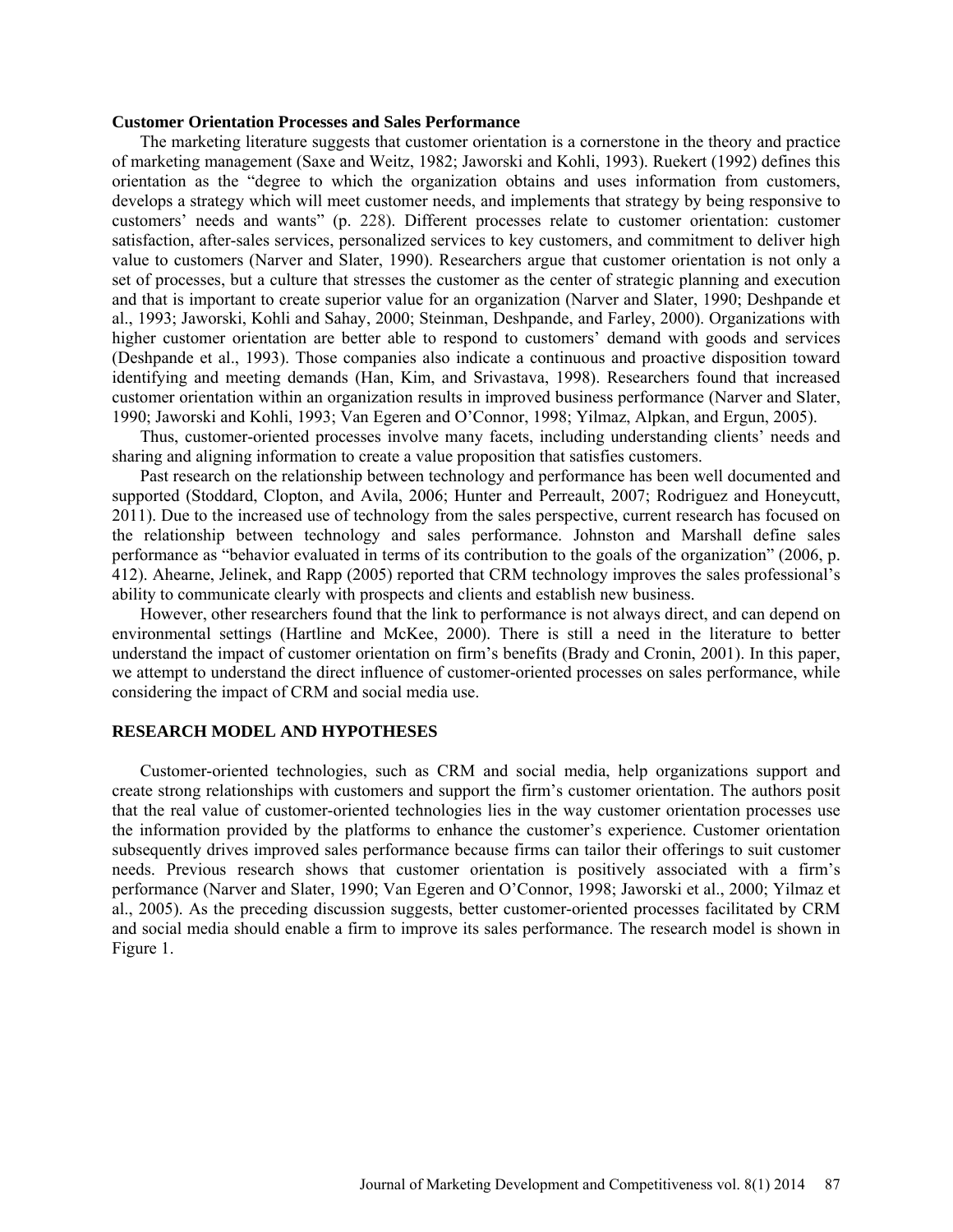### Customer Orientation Processes and Sales Performance

The marketing literature suggests that customer orientation is a cornerstone in the theory and practice of marketing management (Saxe and Weitz, 1982; Jaworski and Kohli, 1993). Ruekert (1992) defines this orientation as the "degree to which the organization obtains and uses information from customers, develops a strategy which will meet customer needs, and implements that strategy by being responsive to customers' needs and wants" (p. 228). Different processes relate to customer orientation: customer satisfaction, after-sales services, personalized services to key customers, and commitment to deliver high value to customers (Narver and Slater, 1990). Researchers argue that customer orientation is not only a set of processes, but a culture that stresses the customer as the center of strategic planning and execution and that is important to create superior value for an organization (Narver and Slater, 1990; Deshpande et al., 1993; Jaworski, Kohli and Sahay, 2000; Steinman, Deshpande, and Farley, 2000). Organizations with higher customer orientation are better able to respond to customers' demand with goods and services (Deshpande et al., 1993). Those companies also indicate a continuous and proactive disposition toward identifying and meeting demands (Han, Kim, and Srivastava, 1998). Researchers found that increased customer orientation within an organization results in improved business performance (Narver and Slater, 1990; Jaworski and Kohli, 1993; Van Egeren and O'Connor, 1998; Yilmaz, Alpkan, and Ergun, 2005).

Thus, customer-oriented processes involve many facets, including understanding clients' needs and sharing and aligning information to create a value proposition that satisfies customers.

Past research on the relationship between technology and performance has been well documented and supported (Stoddard, Clopton, and Avila, 2006; Hunter and Perreault, 2007; Rodriguez and Honeycutt, 2011). Due to the increased use of technology from the sales perspective, current research has focused on the relationship between technology and sales performance. Johnston and Marshall define sales performance as "behavior evaluated in terms of its contribution to the goals of the organization" (2006, p. 412). Ahearne, Jelinek, and Rapp (2005) reported that CRM technology improves the sales professional's ability to communicate clearly with prospects and clients and establish new business.

However, other researchers found that the link to performance is not always direct, and can depend on environmental settings (Hartline and McKee, 2000). There is still a need in the literature to better understand the impact of customer orientation on firm's benefits (Brady and Cronin, 2001). In this paper, we attempt to understand the direct influence of customer-oriented processes on sales performance, while considering the impact of CRM and social media use.

## RESEARCH MODEL AND HYPOTHESES

Customer-oriented technologies, such as CRM and social media, help organizations support and create strong relationships with customers and support the firm's customer orientation. The authors posit that the real value of customer-oriented technologies lies in the way customer orientation processes use the information provided by the platforms to enhance the customer's experience. Customer orientation subsequently drives improved sales performance because firms can tailor their offerings to suit customer needs. Previous research shows that customer orientation is positively associated with a firm's performance (Narver and Slater, 1990; Van Egeren and O'Connor, 1998; Jaworski et al., 2000; Yilmaz et al., 2005). As the preceding discussion suggests, better customer-oriented processes facilitated by CRM and social media should enable a firm to improve its sales performance. The research model is shown in Figure 1.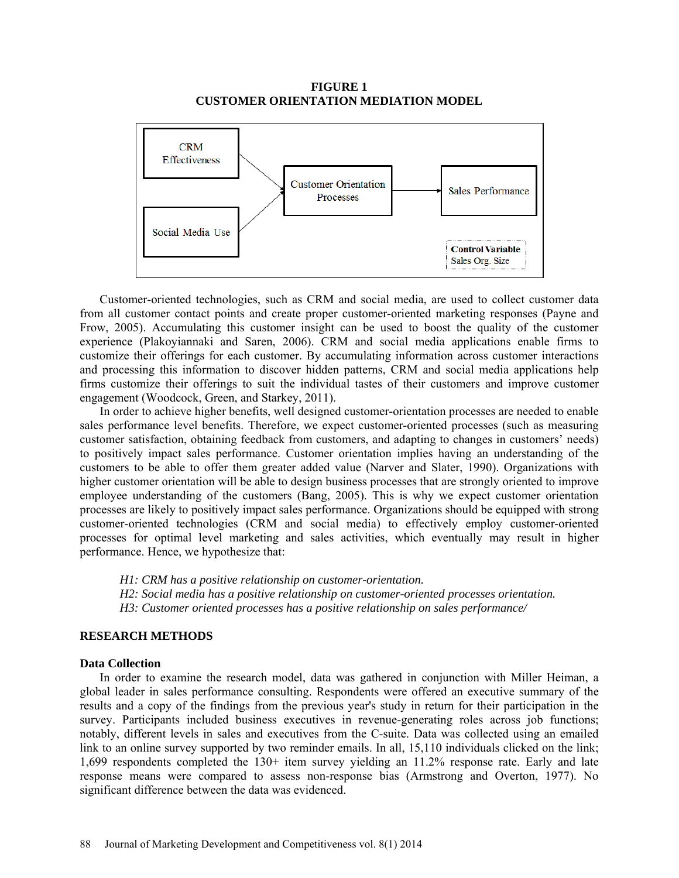**FIGURE 1**
**CUSTOMER ORIENTATION MEDIATION MODEL**

CRM Effectiveness → Customer Orientation Processes
Social Media Use → Customer Orientation Processes
Customer Orientation Processes → Sales Performance

**Control Variable**
Sales Org. Size

Customer-oriented technologies, such as CRM and social media, are used to collect customer data from all customer contact points and create proper customer-oriented marketing responses (Payne and Frow, 2005). Accumulating this customer insight can be used to boost the quality of the customer experience (Plakoyiannaki and Saren, 2006). CRM and social media applications enable firms to customize their offerings for each customer. By accumulating information across customer interactions and processing this information to discover hidden patterns, CRM and social media applications help firms customize their offerings to suit the individual tastes of their customers and improve customer engagement (Woodcock, Green, and Starkey, 2011).

In order to achieve higher benefits, well designed customer-orientation processes are needed to enable sales performance level benefits. Therefore, we expect customer-oriented processes (such as measuring customer satisfaction, obtaining feedback from customers, and adapting to changes in customers' needs) to positively impact sales performance. Customer orientation implies having an understanding of the customers to be able to offer them greater added value (Narver and Slater, 1990). Organizations with higher customer orientation will be able to design business processes that are strongly oriented to improve employee understanding of the customers (Bang, 2005). This is why we expect customer orientation processes are likely to positively impact sales performance. Organizations should be equipped with strong customer-oriented technologies (CRM and social media) to effectively employ customer-oriented processes for optimal level marketing and sales activities, which eventually may result in higher performance. Hence, we hypothesize that:

*H1: CRM has a positive relationship on customer-orientation.*
*H2: Social media has a positive relationship on customer-oriented processes orientation.*
*H3: Customer oriented processes has a positive relationship on sales performance/*

## RESEARCH METHODS

### Data Collection

In order to examine the research model, data was gathered in conjunction with Miller Heiman, a global leader in sales performance consulting. Respondents were offered an executive summary of the results and a copy of the findings from the previous year's study in return for their participation in the survey. Participants included business executives in revenue-generating roles across job functions; notably, different levels in sales and executives from the C-suite. Data was collected using an emailed link to an online survey supported by two reminder emails. In all, 15,110 individuals clicked on the link; 1,699 respondents completed the 130+ item survey yielding an 11.2% response rate. Early and late response means were compared to assess non-response bias (Armstrong and Overton, 1977). No significant difference between the data was evidenced.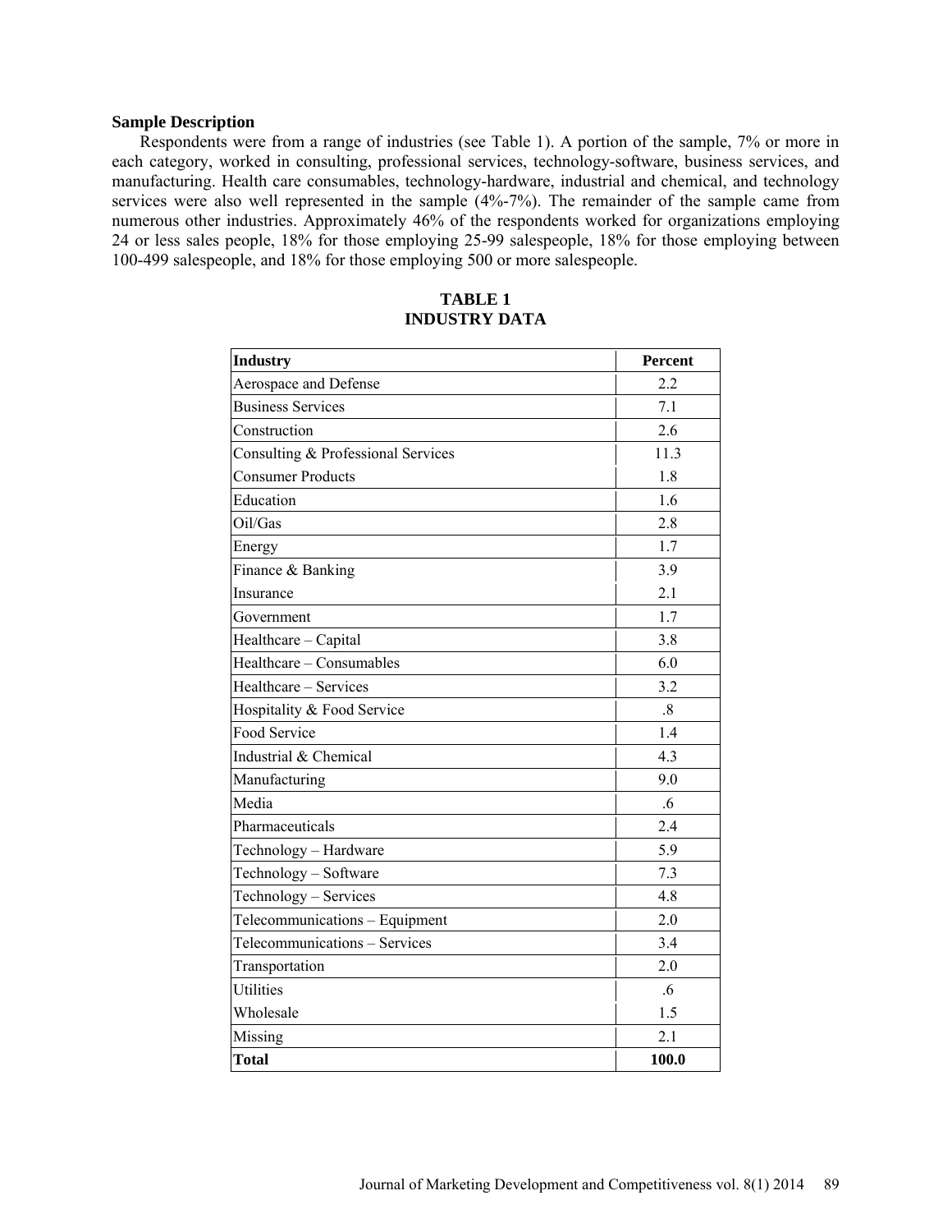### Sample Description

Respondents were from a range of industries (see Table 1). A portion of the sample, 7% or more in each category, worked in consulting, professional services, technology-software, business services, and manufacturing. Health care consumables, technology-hardware, industrial and chemical, and technology services were also well represented in the sample (4%-7%). The remainder of the sample came from numerous other industries. Approximately 46% of the respondents worked for organizations employing 24 or less sales people, 18% for those employing 25-99 salespeople, 18% for those employing between 100-499 salespeople, and 18% for those employing 500 or more salespeople.

**TABLE 1**
**INDUSTRY DATA**

| **Industry** | **Percent** |
|---|---|
| Aerospace and Defense | 2.2 |
| Business Services | 7.1 |
| Construction | 2.6 |
| Consulting & Professional Services | 11.3 |
| Consumer Products | 1.8 |
| Education | 1.6 |
| Oil/Gas | 2.8 |
| Energy | 1.7 |
| Finance & Banking | 3.9 |
| Insurance | 2.1 |
| Government | 1.7 |
| Healthcare – Capital | 3.8 |
| Healthcare – Consumables | 6.0 |
| Healthcare – Services | 3.2 |
| Hospitality & Food Service | .8 |
| Food Service | 1.4 |
| Industrial & Chemical | 4.3 |
| Manufacturing | 9.0 |
| Media | .6 |
| Pharmaceuticals | 2.4 |
| Technology – Hardware | 5.9 |
| Technology – Software | 7.3 |
| Technology – Services | 4.8 |
| Telecommunications – Equipment | 2.0 |
| Telecommunications – Services | 3.4 |
| Transportation | 2.0 |
| Utilities | .6 |
| Wholesale | 1.5 |
| Missing | 2.1 |
| **Total** | **100.0** |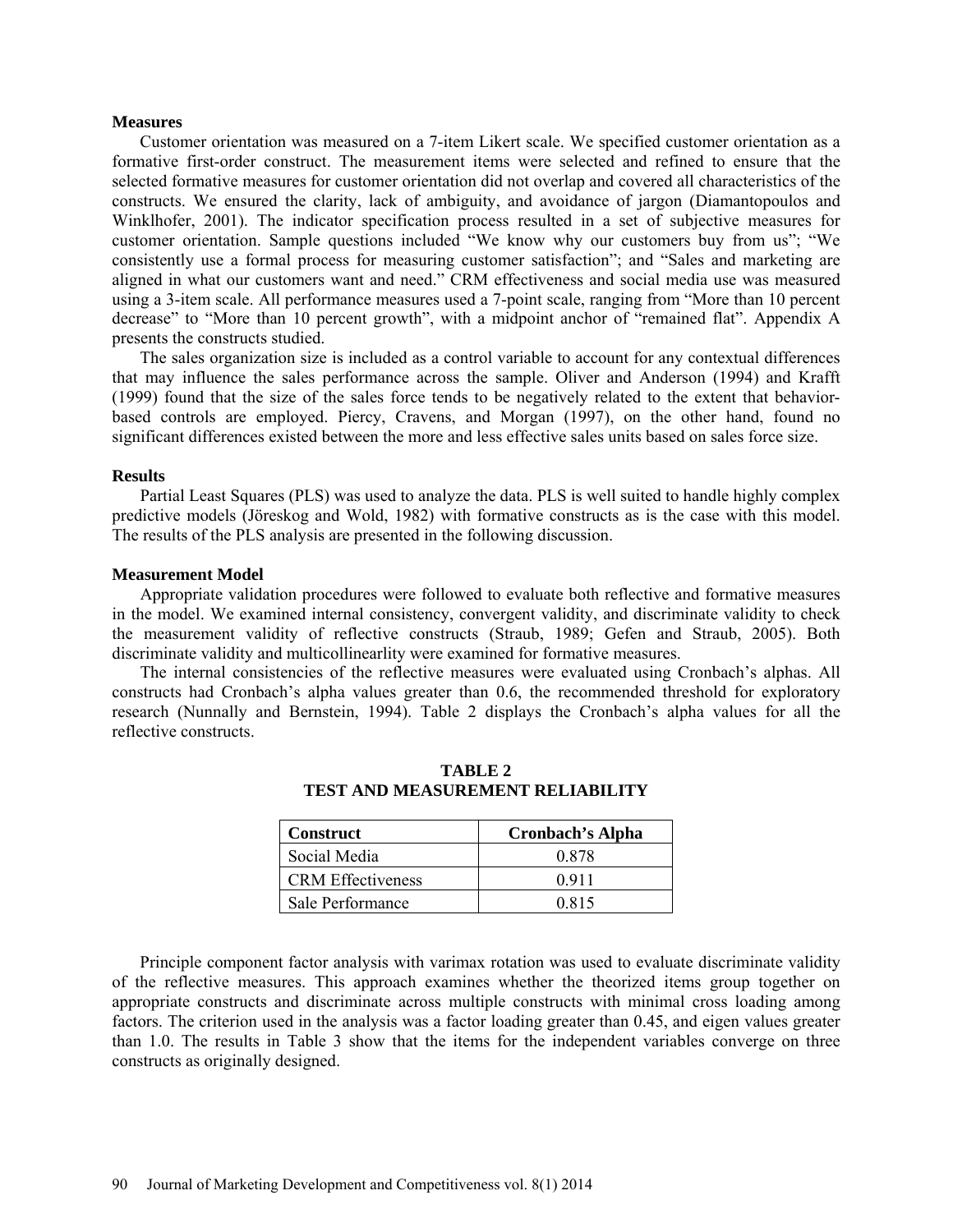### Measures

Customer orientation was measured on a 7-item Likert scale. We specified customer orientation as a formative first-order construct. The measurement items were selected and refined to ensure that the selected formative measures for customer orientation did not overlap and covered all characteristics of the constructs. We ensured the clarity, lack of ambiguity, and avoidance of jargon (Diamantopoulos and Winklhofer, 2001). The indicator specification process resulted in a set of subjective measures for customer orientation. Sample questions included "We know why our customers buy from us"; "We consistently use a formal process for measuring customer satisfaction"; and "Sales and marketing are aligned in what our customers want and need." CRM effectiveness and social media use was measured using a 3-item scale. All performance measures used a 7-point scale, ranging from "More than 10 percent decrease" to "More than 10 percent growth", with a midpoint anchor of "remained flat". Appendix A presents the constructs studied.

The sales organization size is included as a control variable to account for any contextual differences that may influence the sales performance across the sample. Oliver and Anderson (1994) and Krafft (1999) found that the size of the sales force tends to be negatively related to the extent that behavior-based controls are employed. Piercy, Cravens, and Morgan (1997), on the other hand, found no significant differences existed between the more and less effective sales units based on sales force size.

### Results

Partial Least Squares (PLS) was used to analyze the data. PLS is well suited to handle highly complex predictive models (Jöreskog and Wold, 1982) with formative constructs as is the case with this model. The results of the PLS analysis are presented in the following discussion.

### Measurement Model

Appropriate validation procedures were followed to evaluate both reflective and formative measures in the model. We examined internal consistency, convergent validity, and discriminate validity to check the measurement validity of reflective constructs (Straub, 1989; Gefen and Straub, 2005). Both discriminate validity and multicollinearlity were examined for formative measures.

The internal consistencies of the reflective measures were evaluated using Cronbach's alphas. All constructs had Cronbach's alpha values greater than 0.6, the recommended threshold for exploratory research (Nunnally and Bernstein, 1994). Table 2 displays the Cronbach's alpha values for all the reflective constructs.

**TABLE 2**
**TEST AND MEASUREMENT RELIABILITY**

| Construct | Cronbach's Alpha |
|---|---|
| Social Media | 0.878 |
| CRM Effectiveness | 0.911 |
| Sale Performance | 0.815 |

Principle component factor analysis with varimax rotation was used to evaluate discriminate validity of the reflective measures. This approach examines whether the theorized items group together on appropriate constructs and discriminate across multiple constructs with minimal cross loading among factors. The criterion used in the analysis was a factor loading greater than 0.45, and eigen values greater than 1.0. The results in Table 3 show that the items for the independent variables converge on three constructs as originally designed.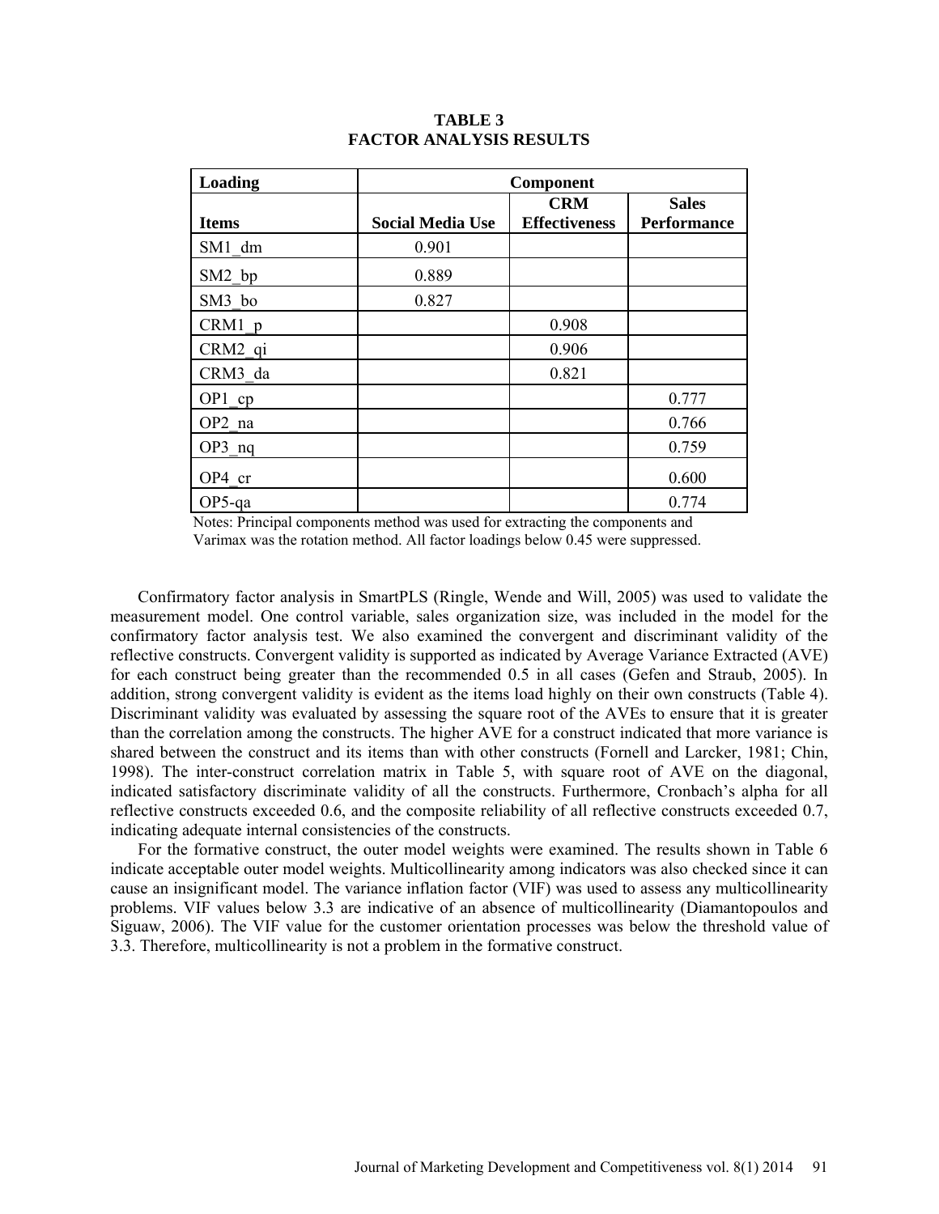**TABLE 3**
**FACTOR ANALYSIS RESULTS**

| Loading | Component | | |
|---|---|---|---|
| **Items** | **Social Media Use** | **CRM Effectiveness** | **Sales Performance** |
| SM1_dm | 0.901 | | |
| SM2_bp | 0.889 | | |
| SM3_bo | 0.827 | | |
| CRM1_p | | 0.908 | |
| CRM2_qi | | 0.906 | |
| CRM3_da | | 0.821 | |
| OP1_cp | | | 0.777 |
| OP2_na | | | 0.766 |
| OP3_nq | | | 0.759 |
| OP4_cr | | | 0.600 |
| OP5-qa | | | 0.774 |

Notes: Principal components method was used for extracting the components and Varimax was the rotation method. All factor loadings below 0.45 were suppressed.

Confirmatory factor analysis in SmartPLS (Ringle, Wende and Will, 2005) was used to validate the measurement model. One control variable, sales organization size, was included in the model for the confirmatory factor analysis test. We also examined the convergent and discriminant validity of the reflective constructs. Convergent validity is supported as indicated by Average Variance Extracted (AVE) for each construct being greater than the recommended 0.5 in all cases (Gefen and Straub, 2005). In addition, strong convergent validity is evident as the items load highly on their own constructs (Table 4). Discriminant validity was evaluated by assessing the square root of the AVEs to ensure that it is greater than the correlation among the constructs. The higher AVE for a construct indicated that more variance is shared between the construct and its items than with other constructs (Fornell and Larcker, 1981; Chin, 1998). The inter-construct correlation matrix in Table 5, with square root of AVE on the diagonal, indicated satisfactory discriminate validity of all the constructs. Furthermore, Cronbach's alpha for all reflective constructs exceeded 0.6, and the composite reliability of all reflective constructs exceeded 0.7, indicating adequate internal consistencies of the constructs.

For the formative construct, the outer model weights were examined. The results shown in Table 6 indicate acceptable outer model weights. Multicollinearity among indicators was also checked since it can cause an insignificant model. The variance inflation factor (VIF) was used to assess any multicollinearity problems. VIF values below 3.3 are indicative of an absence of multicollinearity (Diamantopoulos and Siguaw, 2006). The VIF value for the customer orientation processes was below the threshold value of 3.3. Therefore, multicollinearity is not a problem in the formative construct.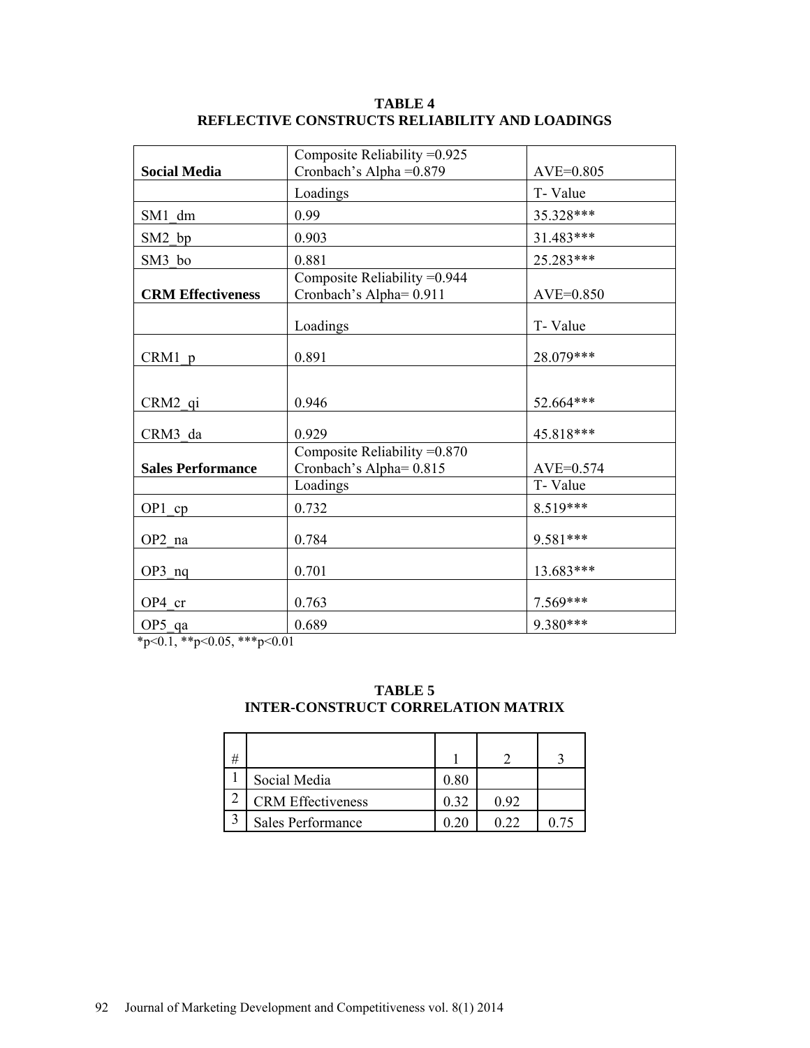**TABLE 4**
**REFLECTIVE CONSTRUCTS RELIABILITY AND LOADINGS**

| **Social Media** | Composite Reliability =0.925<br>Cronbach's Alpha =0.879 | AVE=0.805 |
|---|---|---|
| | Loadings | T- Value |
| SM1_dm | 0.99 | 35.328*** |
| SM2_bp | 0.903 | 31.483*** |
| SM3_bo | 0.881 | 25.283*** |
| **CRM Effectiveness** | Composite Reliability =0.944<br>Cronbach's Alpha= 0.911 | AVE=0.850 |
| | Loadings | T- Value |
| CRM1_p | 0.891 | 28.079*** |
| CRM2_qi | 0.946 | 52.664*** |
| CRM3_da | 0.929 | 45.818*** |
| **Sales Performance** | Composite Reliability =0.870<br>Cronbach's Alpha= 0.815 | AVE=0.574 |
| | Loadings | T- Value |
| OP1_cp | 0.732 | 8.519*** |
| OP2_na | 0.784 | 9.581*** |
| OP3_nq | 0.701 | 13.683*** |
| OP4_cr | 0.763 | 7.569*** |
| OP5_qa | 0.689 | 9.380*** |

*p<0.1, **p<0.05, ***p<0.01

**TABLE 5**
**INTER-CONSTRUCT CORRELATION MATRIX**

| # | | 1 | 2 | 3 |
|---|---|---|---|---|
| 1 | Social Media | 0.80 | | |
| 2 | CRM Effectiveness | 0.32 | 0.92 | |
| 3 | Sales Performance | 0.20 | 0.22 | 0.75 |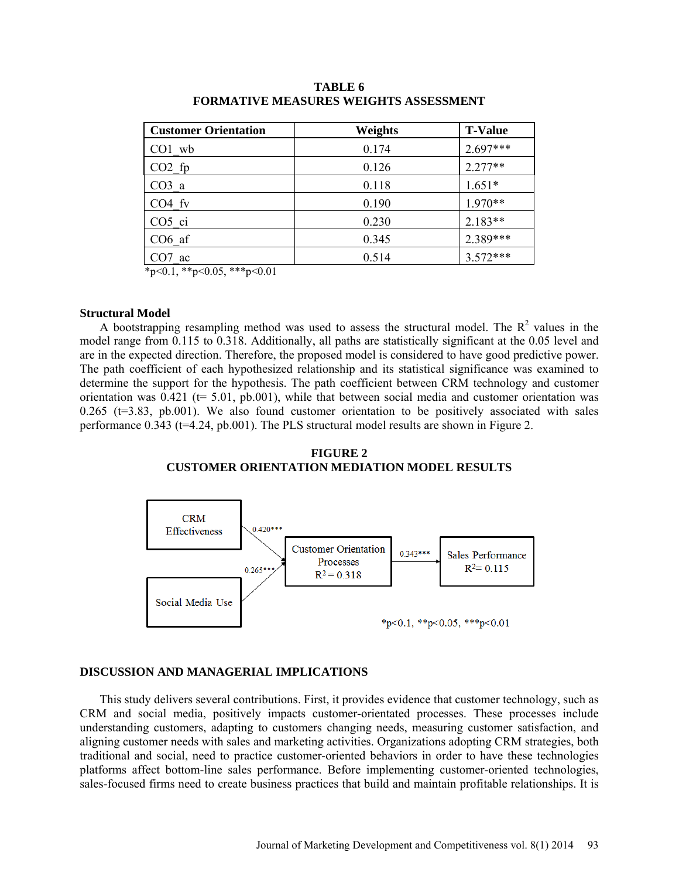**TABLE 6**
**FORMATIVE MEASURES WEIGHTS ASSESSMENT**

| Customer Orientation | Weights | T-Value |
|---|---|---|
| CO1_wb | 0.174 | 2.697*** |
| CO2_fp | 0.126 | 2.277** |
| CO3_a | 0.118 | 1.651* |
| CO4_fv | 0.190 | 1.970** |
| CO5_ci | 0.230 | 2.183** |
| CO6_af | 0.345 | 2.389*** |
| CO7_ac | 0.514 | 3.572*** |

*p<0.1, **p<0.05, ***p<0.01

### Structural Model

A bootstrapping resampling method was used to assess the structural model. The $R^2$ values in the model range from 0.115 to 0.318. Additionally, all paths are statistically significant at the 0.05 level and are in the expected direction. Therefore, the proposed model is considered to have good predictive power. The path coefficient of each hypothesized relationship and its statistical significance was examined to determine the support for the hypothesis. The path coefficient between CRM technology and customer orientation was 0.421 (t= 5.01, pb.001), while that between social media and customer orientation was 0.265 (t=3.83, pb.001). We also found customer orientation to be positively associated with sales performance 0.343 (t=4.24, pb.001). The PLS structural model results are shown in Figure 2.

**FIGURE 2**
**CUSTOMER ORIENTATION MEDIATION MODEL RESULTS**

CRM Effectiveness → (0.420***) → Customer Orientation Processes ($R^2 = 0.318$)

Social Media Use → (0.265***) → Customer Orientation Processes ($R^2 = 0.318$)

Customer Orientation Processes → (0.343***) → Sales Performance ($R^2 = 0.115$)

*p<0.1, **p<0.05, ***p<0.01

## DISCUSSION AND MANAGERIAL IMPLICATIONS

This study delivers several contributions. First, it provides evidence that customer technology, such as CRM and social media, positively impacts customer-orientated processes. These processes include understanding customers, adapting to customers changing needs, measuring customer satisfaction, and aligning customer needs with sales and marketing activities. Organizations adopting CRM strategies, both traditional and social, need to practice customer-oriented behaviors in order to have these technologies platforms affect bottom-line sales performance. Before implementing customer-oriented technologies, sales-focused firms need to create business practices that build and maintain profitable relationships. It is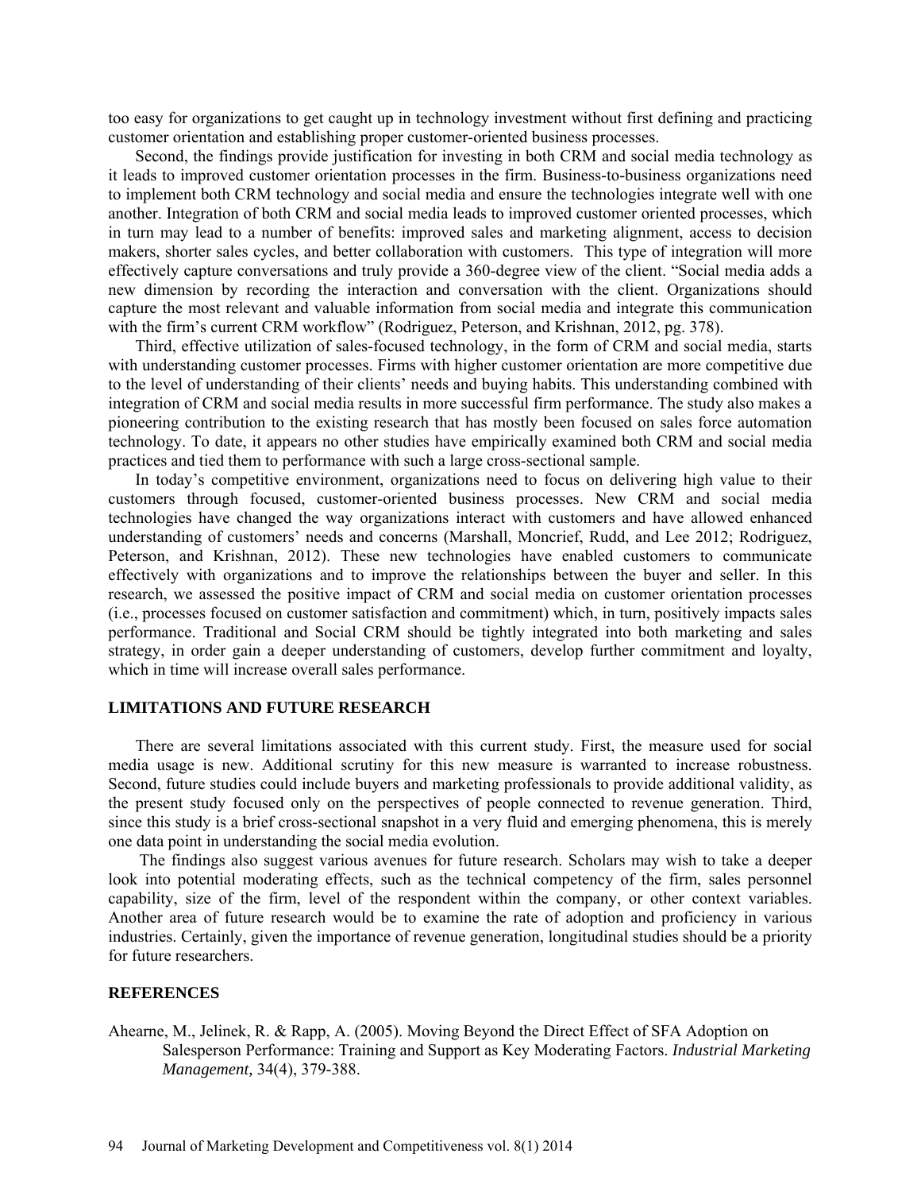too easy for organizations to get caught up in technology investment without first defining and practicing customer orientation and establishing proper customer-oriented business processes.

Second, the findings provide justification for investing in both CRM and social media technology as it leads to improved customer orientation processes in the firm. Business-to-business organizations need to implement both CRM technology and social media and ensure the technologies integrate well with one another. Integration of both CRM and social media leads to improved customer oriented processes, which in turn may lead to a number of benefits: improved sales and marketing alignment, access to decision makers, shorter sales cycles, and better collaboration with customers. This type of integration will more effectively capture conversations and truly provide a 360-degree view of the client. "Social media adds a new dimension by recording the interaction and conversation with the client. Organizations should capture the most relevant and valuable information from social media and integrate this communication with the firm's current CRM workflow" (Rodriguez, Peterson, and Krishnan, 2012, pg. 378).

Third, effective utilization of sales-focused technology, in the form of CRM and social media, starts with understanding customer processes. Firms with higher customer orientation are more competitive due to the level of understanding of their clients' needs and buying habits. This understanding combined with integration of CRM and social media results in more successful firm performance. The study also makes a pioneering contribution to the existing research that has mostly been focused on sales force automation technology. To date, it appears no other studies have empirically examined both CRM and social media practices and tied them to performance with such a large cross-sectional sample.

In today's competitive environment, organizations need to focus on delivering high value to their customers through focused, customer-oriented business processes. New CRM and social media technologies have changed the way organizations interact with customers and have allowed enhanced understanding of customers' needs and concerns (Marshall, Moncrief, Rudd, and Lee 2012; Rodriguez, Peterson, and Krishnan, 2012). These new technologies have enabled customers to communicate effectively with organizations and to improve the relationships between the buyer and seller. In this research, we assessed the positive impact of CRM and social media on customer orientation processes (i.e., processes focused on customer satisfaction and commitment) which, in turn, positively impacts sales performance. Traditional and Social CRM should be tightly integrated into both marketing and sales strategy, in order gain a deeper understanding of customers, develop further commitment and loyalty, which in time will increase overall sales performance.

## LIMITATIONS AND FUTURE RESEARCH

There are several limitations associated with this current study. First, the measure used for social media usage is new. Additional scrutiny for this new measure is warranted to increase robustness. Second, future studies could include buyers and marketing professionals to provide additional validity, as the present study focused only on the perspectives of people connected to revenue generation. Third, since this study is a brief cross-sectional snapshot in a very fluid and emerging phenomena, this is merely one data point in understanding the social media evolution.

The findings also suggest various avenues for future research. Scholars may wish to take a deeper look into potential moderating effects, such as the technical competency of the firm, sales personnel capability, size of the firm, level of the respondent within the company, or other context variables. Another area of future research would be to examine the rate of adoption and proficiency in various industries. Certainly, given the importance of revenue generation, longitudinal studies should be a priority for future researchers.

## REFERENCES

Ahearne, M., Jelinek, R. & Rapp, A. (2005). Moving Beyond the Direct Effect of SFA Adoption on Salesperson Performance: Training and Support as Key Moderating Factors. *Industrial Marketing Management,* 34(4), 379-388.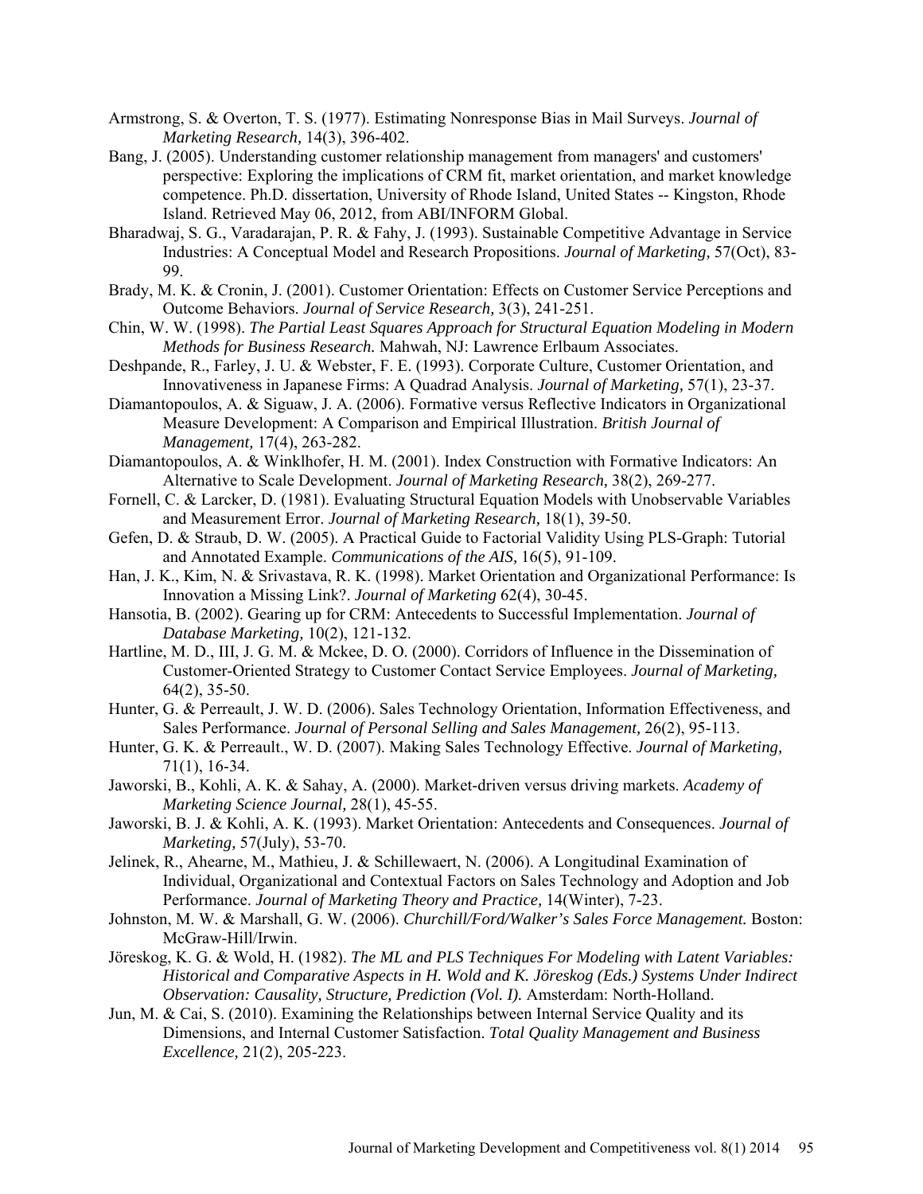Armstrong, S. & Overton, T. S. (1977). Estimating Nonresponse Bias in Mail Surveys. *Journal of Marketing Research,* 14(3), 396-402.

Bang, J. (2005). Understanding customer relationship management from managers' and customers' perspective: Exploring the implications of CRM fit, market orientation, and market knowledge competence. Ph.D. dissertation, University of Rhode Island, United States -- Kingston, Rhode Island. Retrieved May 06, 2012, from ABI/INFORM Global.

Bharadwaj, S. G., Varadarajan, P. R. & Fahy, J. (1993). Sustainable Competitive Advantage in Service Industries: A Conceptual Model and Research Propositions. *Journal of Marketing,* 57(Oct), 83-99.

Brady, M. K. & Cronin, J. (2001). Customer Orientation: Effects on Customer Service Perceptions and Outcome Behaviors. *Journal of Service Research,* 3(3), 241-251.

Chin, W. W. (1998). *The Partial Least Squares Approach for Structural Equation Modeling in Modern Methods for Business Research.* Mahwah, NJ: Lawrence Erlbaum Associates.

Deshpande, R., Farley, J. U. & Webster, F. E. (1993). Corporate Culture, Customer Orientation, and Innovativeness in Japanese Firms: A Quadrad Analysis. *Journal of Marketing,* 57(1), 23-37.

Diamantopoulos, A. & Siguaw, J. A. (2006). Formative versus Reflective Indicators in Organizational Measure Development: A Comparison and Empirical Illustration. *British Journal of Management,* 17(4), 263-282.

Diamantopoulos, A. & Winklhofer, H. M. (2001). Index Construction with Formative Indicators: An Alternative to Scale Development. *Journal of Marketing Research,* 38(2), 269-277.

Fornell, C. & Larcker, D. (1981). Evaluating Structural Equation Models with Unobservable Variables and Measurement Error. *Journal of Marketing Research,* 18(1), 39-50.

Gefen, D. & Straub, D. W. (2005). A Practical Guide to Factorial Validity Using PLS-Graph: Tutorial and Annotated Example. *Communications of the AIS,* 16(5), 91-109.

Han, J. K., Kim, N. & Srivastava, R. K. (1998). Market Orientation and Organizational Performance: Is Innovation a Missing Link?. *Journal of Marketing* 62(4), 30-45.

Hansotia, B. (2002). Gearing up for CRM: Antecedents to Successful Implementation. *Journal of Database Marketing,* 10(2), 121-132.

Hartline, M. D., III, J. G. M. & Mckee, D. O. (2000). Corridors of Influence in the Dissemination of Customer-Oriented Strategy to Customer Contact Service Employees. *Journal of Marketing,* 64(2), 35-50.

Hunter, G. & Perreault, J. W. D. (2006). Sales Technology Orientation, Information Effectiveness, and Sales Performance. *Journal of Personal Selling and Sales Management,* 26(2), 95-113.

Hunter, G. K. & Perreault., W. D. (2007). Making Sales Technology Effective. *Journal of Marketing,* 71(1), 16-34.

Jaworski, B., Kohli, A. K. & Sahay, A. (2000). Market-driven versus driving markets. *Academy of Marketing Science Journal,* 28(1), 45-55.

Jaworski, B. J. & Kohli, A. K. (1993). Market Orientation: Antecedents and Consequences. *Journal of Marketing,* 57(July), 53-70.

Jelinek, R., Ahearne, M., Mathieu, J. & Schillewaert, N. (2006). A Longitudinal Examination of Individual, Organizational and Contextual Factors on Sales Technology and Adoption and Job Performance. *Journal of Marketing Theory and Practice,* 14(Winter), 7-23.

Johnston, M. W. & Marshall, G. W. (2006). *Churchill/Ford/Walker's Sales Force Management.* Boston: McGraw-Hill/Irwin.

Jöreskog, K. G. & Wold, H. (1982). *The ML and PLS Techniques For Modeling with Latent Variables: Historical and Comparative Aspects in H. Wold and K. Jöreskog (Eds.) Systems Under Indirect Observation: Causality, Structure, Prediction (Vol. I).* Amsterdam: North-Holland.

Jun, M. & Cai, S. (2010). Examining the Relationships between Internal Service Quality and its Dimensions, and Internal Customer Satisfaction. *Total Quality Management and Business Excellence,* 21(2), 205-223.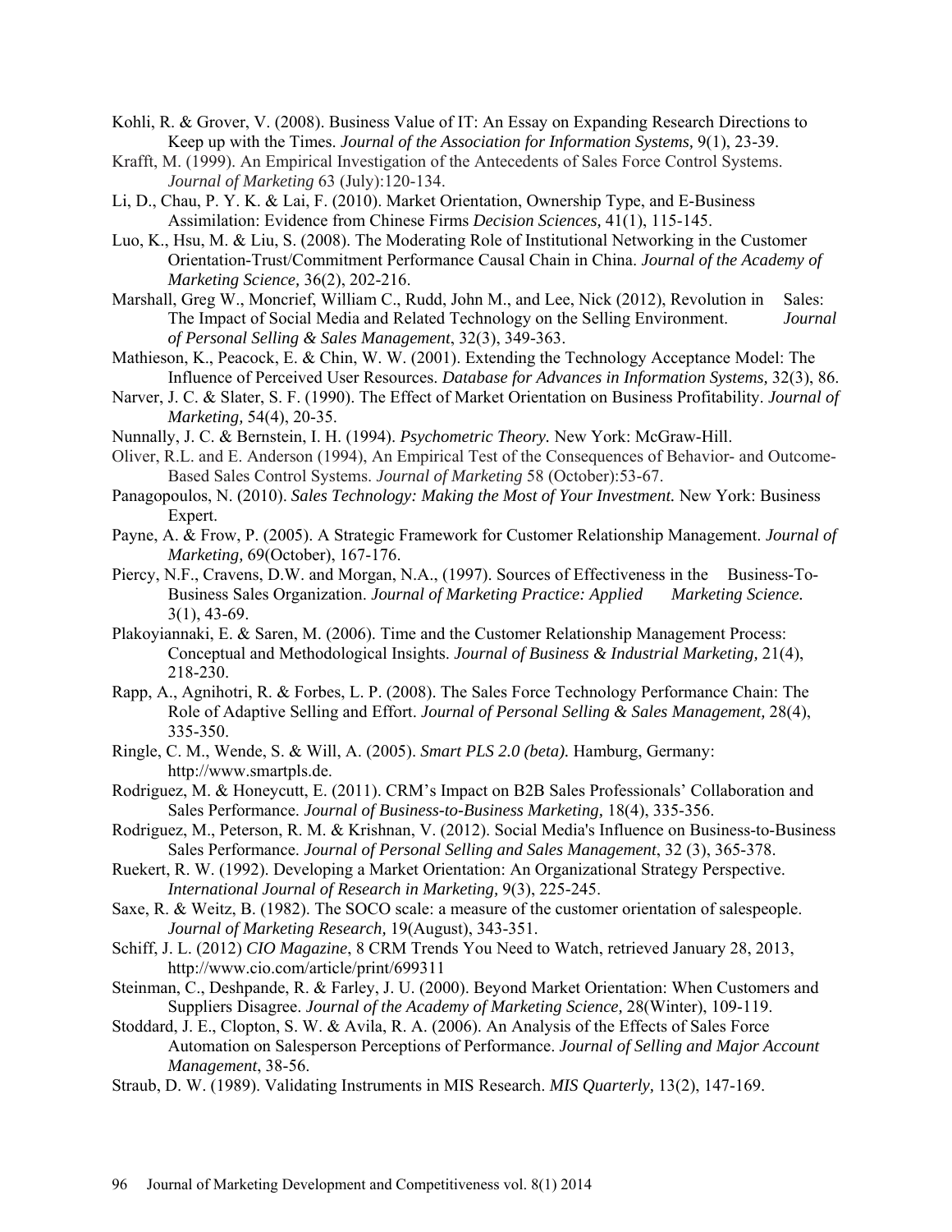Kohli, R. & Grover, V. (2008). Business Value of IT: An Essay on Expanding Research Directions to Keep up with the Times. *Journal of the Association for Information Systems,* 9(1), 23-39.

Krafft, M. (1999). An Empirical Investigation of the Antecedents of Sales Force Control Systems. *Journal of Marketing* 63 (July):120-134.

Li, D., Chau, P. Y. K. & Lai, F. (2010). Market Orientation, Ownership Type, and E-Business Assimilation: Evidence from Chinese Firms *Decision Sciences,* 41(1), 115-145.

Luo, K., Hsu, M. & Liu, S. (2008). The Moderating Role of Institutional Networking in the Customer Orientation-Trust/Commitment Performance Causal Chain in China. *Journal of the Academy of Marketing Science,* 36(2), 202-216.

Marshall, Greg W., Moncrief, William C., Rudd, John M., and Lee, Nick (2012), Revolution in Sales: The Impact of Social Media and Related Technology on the Selling Environment. *Journal of Personal Selling & Sales Management*, 32(3), 349-363.

Mathieson, K., Peacock, E. & Chin, W. W. (2001). Extending the Technology Acceptance Model: The Influence of Perceived User Resources. *Database for Advances in Information Systems,* 32(3), 86.

Narver, J. C. & Slater, S. F. (1990). The Effect of Market Orientation on Business Profitability. *Journal of Marketing,* 54(4), 20-35.

Nunnally, J. C. & Bernstein, I. H. (1994). *Psychometric Theory.* New York: McGraw-Hill.

Oliver, R.L. and E. Anderson (1994), An Empirical Test of the Consequences of Behavior- and Outcome-Based Sales Control Systems. *Journal of Marketing* 58 (October):53-67.

Panagopoulos, N. (2010). *Sales Technology: Making the Most of Your Investment.* New York: Business Expert.

Payne, A. & Frow, P. (2005). A Strategic Framework for Customer Relationship Management. *Journal of Marketing,* 69(October), 167-176.

Piercy, N.F., Cravens, D.W. and Morgan, N.A., (1997). Sources of Effectiveness in the Business-To-Business Sales Organization. *Journal of Marketing Practice: Applied Marketing Science.* 3(1), 43-69.

Plakoyiannaki, E. & Saren, M. (2006). Time and the Customer Relationship Management Process: Conceptual and Methodological Insights. *Journal of Business & Industrial Marketing,* 21(4), 218-230.

Rapp, A., Agnihotri, R. & Forbes, L. P. (2008). The Sales Force Technology Performance Chain: The Role of Adaptive Selling and Effort. *Journal of Personal Selling & Sales Management,* 28(4), 335-350.

Ringle, C. M., Wende, S. & Will, A. (2005). *Smart PLS 2.0 (beta).* Hamburg, Germany: http://www.smartpls.de.

Rodriguez, M. & Honeycutt, E. (2011). CRM's Impact on B2B Sales Professionals' Collaboration and Sales Performance. *Journal of Business-to-Business Marketing,* 18(4), 335-356.

Rodriguez, M., Peterson, R. M. & Krishnan, V. (2012). Social Media's Influence on Business-to-Business Sales Performance. *Journal of Personal Selling and Sales Management*, 32 (3), 365-378.

Ruekert, R. W. (1992). Developing a Market Orientation: An Organizational Strategy Perspective. *International Journal of Research in Marketing,* 9(3), 225-245.

Saxe, R. & Weitz, B. (1982). The SOCO scale: a measure of the customer orientation of salespeople. *Journal of Marketing Research,* 19(August), 343-351.

Schiff, J. L. (2012) *CIO Magazine*, 8 CRM Trends You Need to Watch, retrieved January 28, 2013, http://www.cio.com/article/print/699311

Steinman, C., Deshpande, R. & Farley, J. U. (2000). Beyond Market Orientation: When Customers and Suppliers Disagree. *Journal of the Academy of Marketing Science,* 28(Winter), 109-119.

Stoddard, J. E., Clopton, S. W. & Avila, R. A. (2006). An Analysis of the Effects of Sales Force Automation on Salesperson Perceptions of Performance. *Journal of Selling and Major Account Management*, 38-56.

Straub, D. W. (1989). Validating Instruments in MIS Research. *MIS Quarterly,* 13(2), 147-169.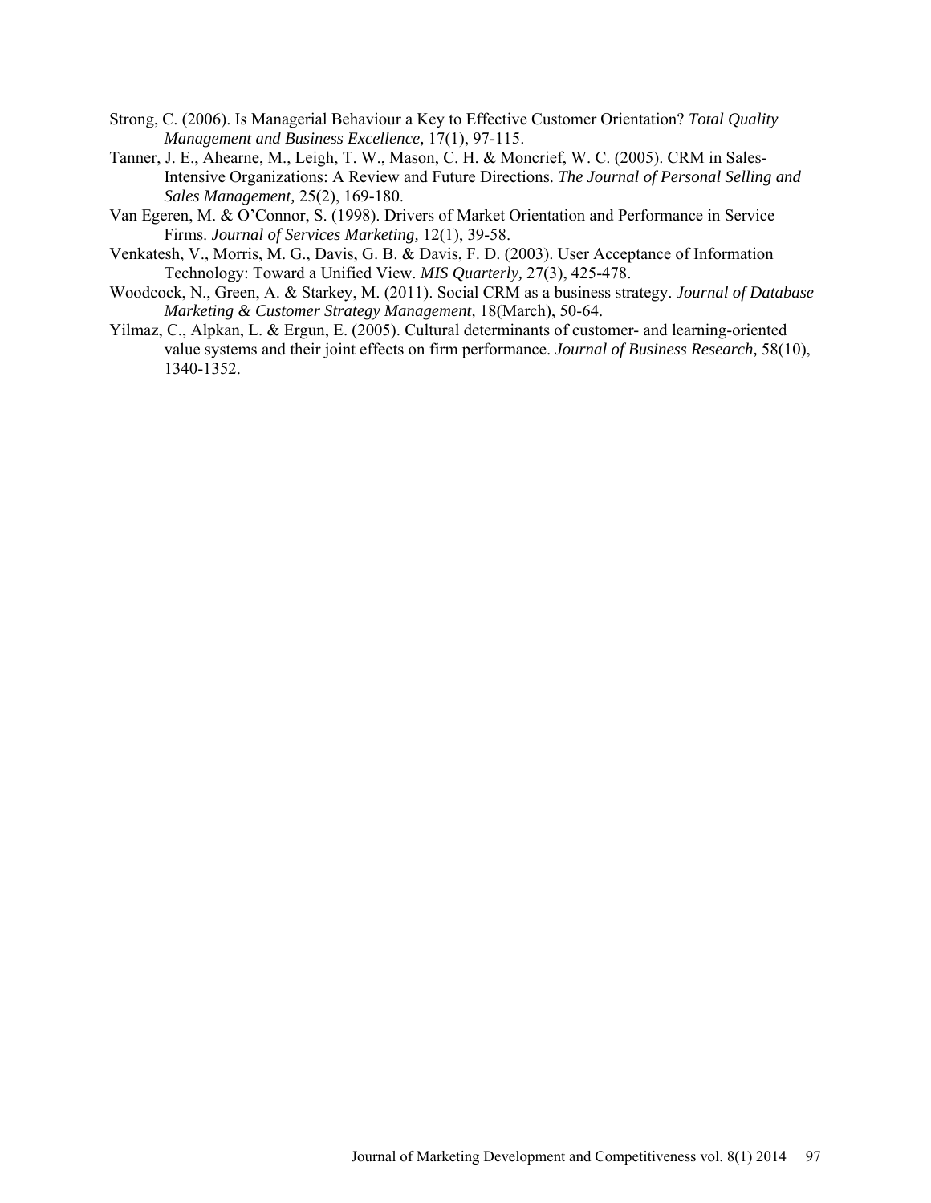Strong, C. (2006). Is Managerial Behaviour a Key to Effective Customer Orientation? *Total Quality Management and Business Excellence,* 17(1), 97-115.

Tanner, J. E., Ahearne, M., Leigh, T. W., Mason, C. H. & Moncrief, W. C. (2005). CRM in Sales-Intensive Organizations: A Review and Future Directions. *The Journal of Personal Selling and Sales Management,* 25(2), 169-180.

Van Egeren, M. & O'Connor, S. (1998). Drivers of Market Orientation and Performance in Service Firms. *Journal of Services Marketing,* 12(1), 39-58.

Venkatesh, V., Morris, M. G., Davis, G. B. & Davis, F. D. (2003). User Acceptance of Information Technology: Toward a Unified View. *MIS Quarterly,* 27(3), 425-478.

Woodcock, N., Green, A. & Starkey, M. (2011). Social CRM as a business strategy. *Journal of Database Marketing & Customer Strategy Management,* 18(March), 50-64.

Yilmaz, C., Alpkan, L. & Ergun, E. (2005). Cultural determinants of customer- and learning-oriented value systems and their joint effects on firm performance. *Journal of Business Research,* 58(10), 1340-1352.